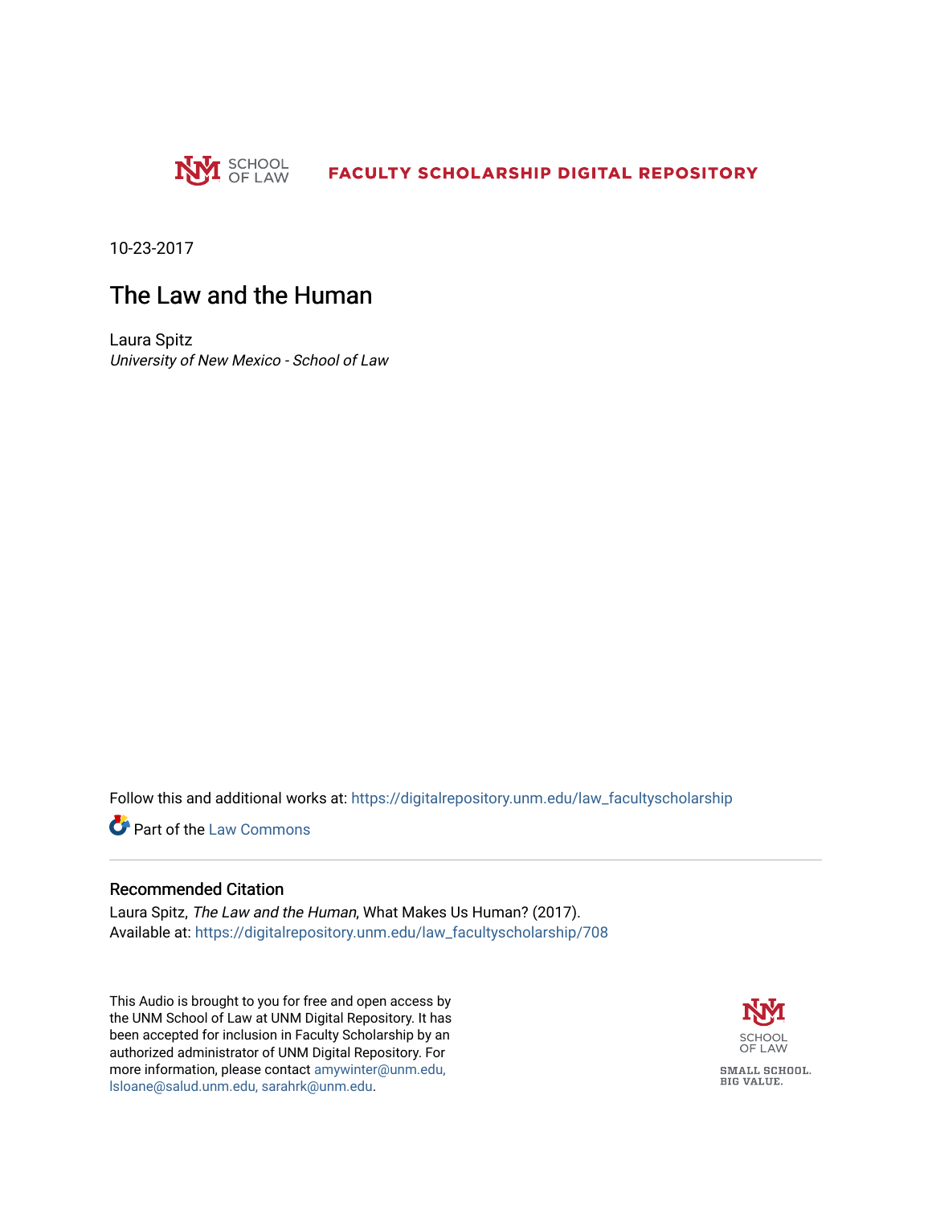SCHOOL OF LAW

FACULTY SCHOLARSHIP DIGITAL REPOSITORY

10-23-2017

# The Law and the Human

Laura Spitz
*University of New Mexico - School of Law*

Follow this and additional works at: https://digitalrepository.unm.edu/law_facultyscholarship

Part of the Law Commons

## Recommended Citation

Laura Spitz, *The Law and the Human*, What Makes Us Human? (2017).
Available at: https://digitalrepository.unm.edu/law_facultyscholarship/708

This Audio is brought to you for free and open access by the UNM School of Law at UNM Digital Repository. It has been accepted for inclusion in Faculty Scholarship by an authorized administrator of UNM Digital Repository. For more information, please contact amywinter@unm.edu, lsloane@salud.unm.edu, sarahrk@unm.edu.

SCHOOL OF LAW

SMALL SCHOOL. BIG VALUE.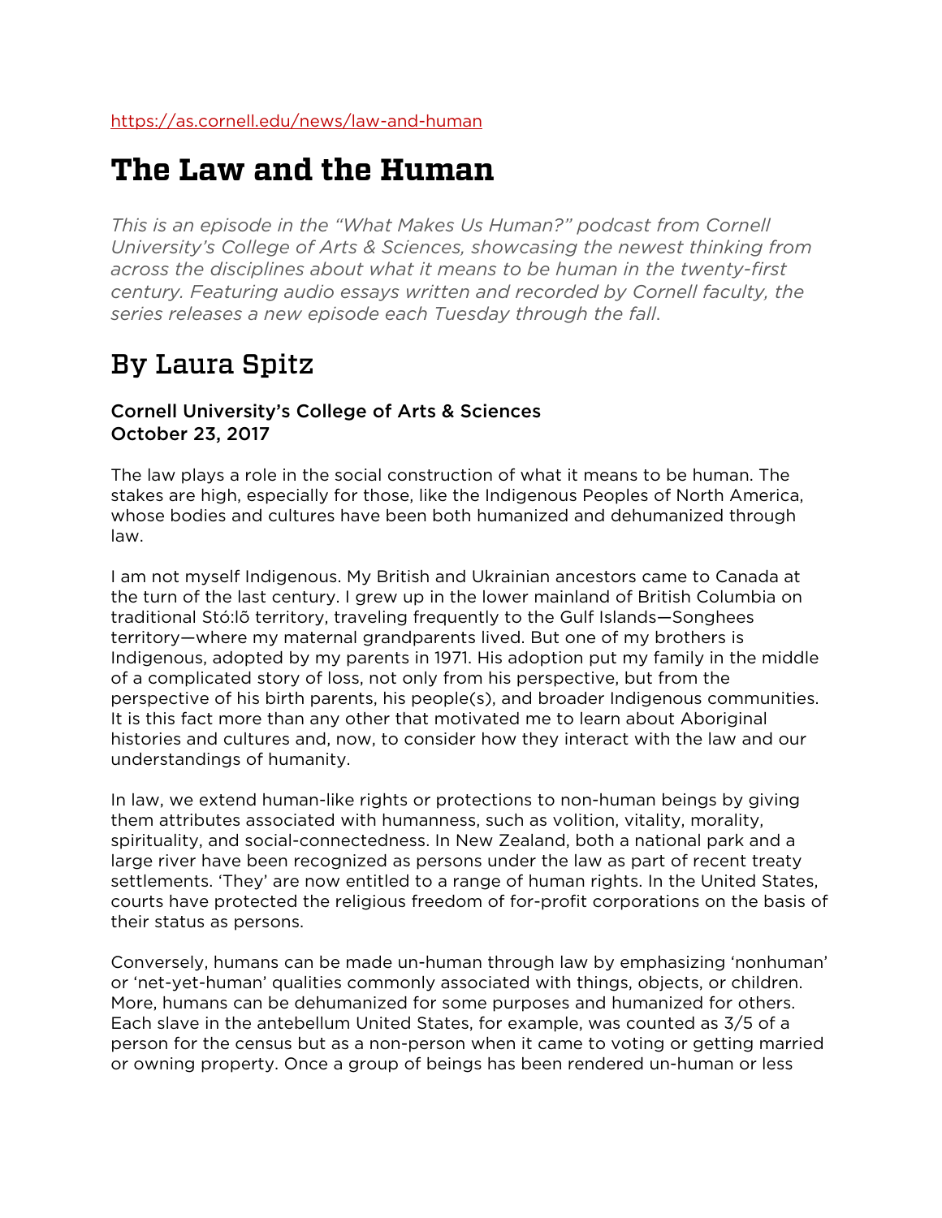https://as.cornell.edu/news/law-and-human

# The Law and the Human

*This is an episode in the "What Makes Us Human?" podcast from Cornell University's College of Arts & Sciences, showcasing the newest thinking from across the disciplines about what it means to be human in the twenty-first century. Featuring audio essays written and recorded by Cornell faculty, the series releases a new episode each Tuesday through the fall.*

## By Laura Spitz

**Cornell University's College of Arts & Sciences**
**October 23, 2017**

The law plays a role in the social construction of what it means to be human. The stakes are high, especially for those, like the Indigenous Peoples of North America, whose bodies and cultures have been both humanized and dehumanized through law.

I am not myself Indigenous. My British and Ukrainian ancestors came to Canada at the turn of the last century. I grew up in the lower mainland of British Columbia on traditional Stó:lõ territory, traveling frequently to the Gulf Islands—Songhees territory—where my maternal grandparents lived. But one of my brothers is Indigenous, adopted by my parents in 1971. His adoption put my family in the middle of a complicated story of loss, not only from his perspective, but from the perspective of his birth parents, his people(s), and broader Indigenous communities. It is this fact more than any other that motivated me to learn about Aboriginal histories and cultures and, now, to consider how they interact with the law and our understandings of humanity.

In law, we extend human-like rights or protections to non-human beings by giving them attributes associated with humanness, such as volition, vitality, morality, spirituality, and social-connectedness. In New Zealand, both a national park and a large river have been recognized as persons under the law as part of recent treaty settlements. 'They' are now entitled to a range of human rights. In the United States, courts have protected the religious freedom of for-profit corporations on the basis of their status as persons.

Conversely, humans can be made un-human through law by emphasizing 'nonhuman' or 'net-yet-human' qualities commonly associated with things, objects, or children. More, humans can be dehumanized for some purposes and humanized for others. Each slave in the antebellum United States, for example, was counted as 3/5 of a person for the census but as a non-person when it came to voting or getting married or owning property. Once a group of beings has been rendered un-human or less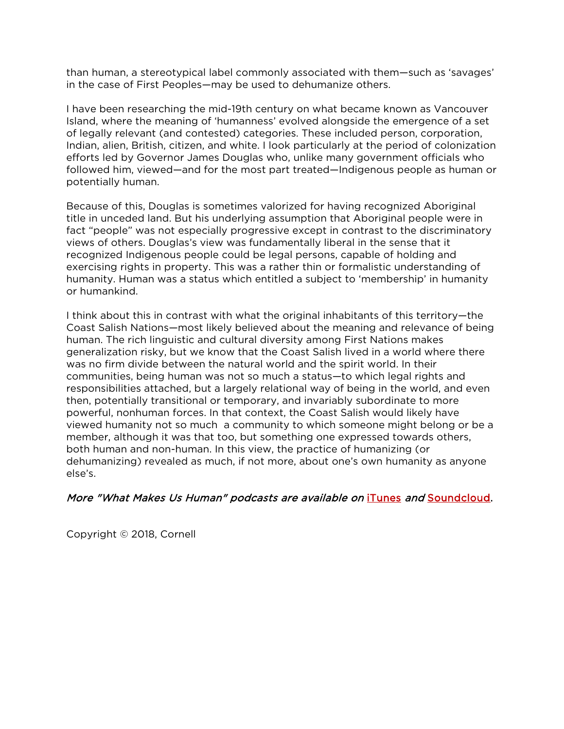than human, a stereotypical label commonly associated with them—such as 'savages' in the case of First Peoples—may be used to dehumanize others.

I have been researching the mid-19th century on what became known as Vancouver Island, where the meaning of 'humanness' evolved alongside the emergence of a set of legally relevant (and contested) categories. These included person, corporation, Indian, alien, British, citizen, and white. I look particularly at the period of colonization efforts led by Governor James Douglas who, unlike many government officials who followed him, viewed—and for the most part treated—Indigenous people as human or potentially human.

Because of this, Douglas is sometimes valorized for having recognized Aboriginal title in unceded land. But his underlying assumption that Aboriginal people were in fact "people" was not especially progressive except in contrast to the discriminatory views of others. Douglas's view was fundamentally liberal in the sense that it recognized Indigenous people could be legal persons, capable of holding and exercising rights in property. This was a rather thin or formalistic understanding of humanity. Human was a status which entitled a subject to 'membership' in humanity or humankind.

I think about this in contrast with what the original inhabitants of this territory—the Coast Salish Nations—most likely believed about the meaning and relevance of being human. The rich linguistic and cultural diversity among First Nations makes generalization risky, but we know that the Coast Salish lived in a world where there was no firm divide between the natural world and the spirit world. In their communities, being human was not so much a status—to which legal rights and responsibilities attached, but a largely relational way of being in the world, and even then, potentially transitional or temporary, and invariably subordinate to more powerful, nonhuman forces. In that context, the Coast Salish would likely have viewed humanity not so much a community to which someone might belong or be a member, although it was that too, but something one expressed towards others, both human and non-human. In this view, the practice of humanizing (or dehumanizing) revealed as much, if not more, about one's own humanity as anyone else's.

*More "What Makes Us Human" podcasts are available on iTunes and Soundcloud.*

Copyright © 2018, Cornell